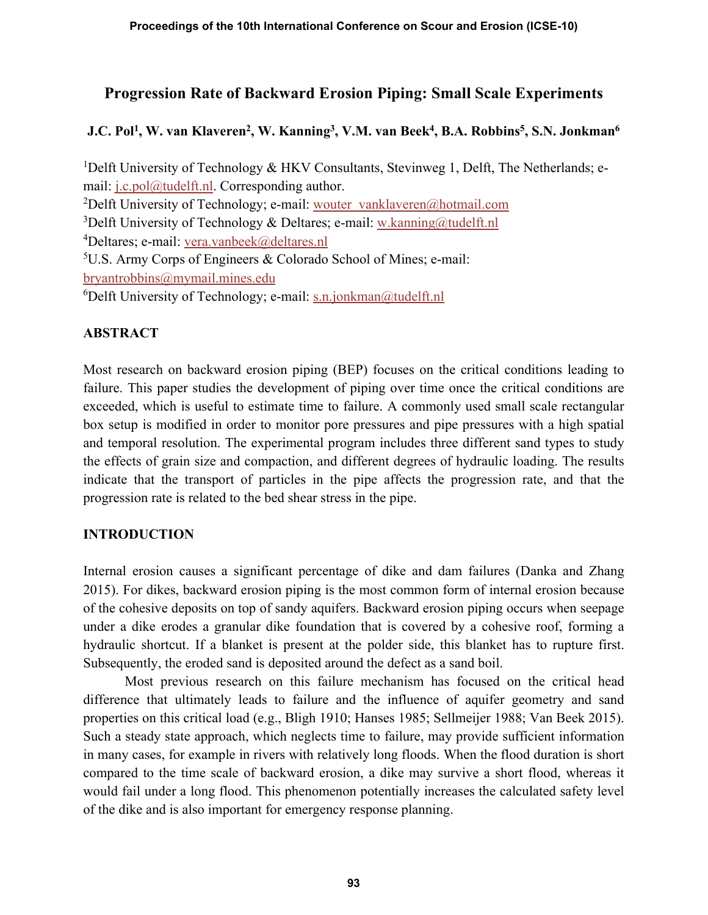# Progression Rate of Backward Erosion Piping: Small Scale Experiments

**J.C. Pol[1], W. van Klaveren[2], W. Kanning[3], V.M. van Beek[4], B.A. Robbins[5], S.N. Jonkman[6]**

[1]Delft University of Technology & HKV Consultants, Stevinweg 1, Delft, The Netherlands; e-mail: j.c.pol@tudelft.nl. Corresponding author.
[2]Delft University of Technology; e-mail: wouter_vanklaveren@hotmail.com
[3]Delft University of Technology & Deltares; e-mail: w.kanning@tudelft.nl
[4]Deltares; e-mail: vera.vanbeek@deltares.nl
[5]U.S. Army Corps of Engineers & Colorado School of Mines; e-mail: bryantrobbins@mymail.mines.edu
[6]Delft University of Technology; e-mail: s.n.jonkman@tudelft.nl

## ABSTRACT

Most research on backward erosion piping (BEP) focuses on the critical conditions leading to failure. This paper studies the development of piping over time once the critical conditions are exceeded, which is useful to estimate time to failure. A commonly used small scale rectangular box setup is modified in order to monitor pore pressures and pipe pressures with a high spatial and temporal resolution. The experimental program includes three different sand types to study the effects of grain size and compaction, and different degrees of hydraulic loading. The results indicate that the transport of particles in the pipe affects the progression rate, and that the progression rate is related to the bed shear stress in the pipe.

## INTRODUCTION

Internal erosion causes a significant percentage of dike and dam failures (Danka and Zhang 2015). For dikes, backward erosion piping is the most common form of internal erosion because of the cohesive deposits on top of sandy aquifers. Backward erosion piping occurs when seepage under a dike erodes a granular dike foundation that is covered by a cohesive roof, forming a hydraulic shortcut. If a blanket is present at the polder side, this blanket has to rupture first. Subsequently, the eroded sand is deposited around the defect as a sand boil.

Most previous research on this failure mechanism has focused on the critical head difference that ultimately leads to failure and the influence of aquifer geometry and sand properties on this critical load (e.g., Bligh 1910; Hanses 1985; Sellmeijer 1988; Van Beek 2015). Such a steady state approach, which neglects time to failure, may provide sufficient information in many cases, for example in rivers with relatively long floods. When the flood duration is short compared to the time scale of backward erosion, a dike may survive a short flood, whereas it would fail under a long flood. This phenomenon potentially increases the calculated safety level of the dike and is also important for emergency response planning.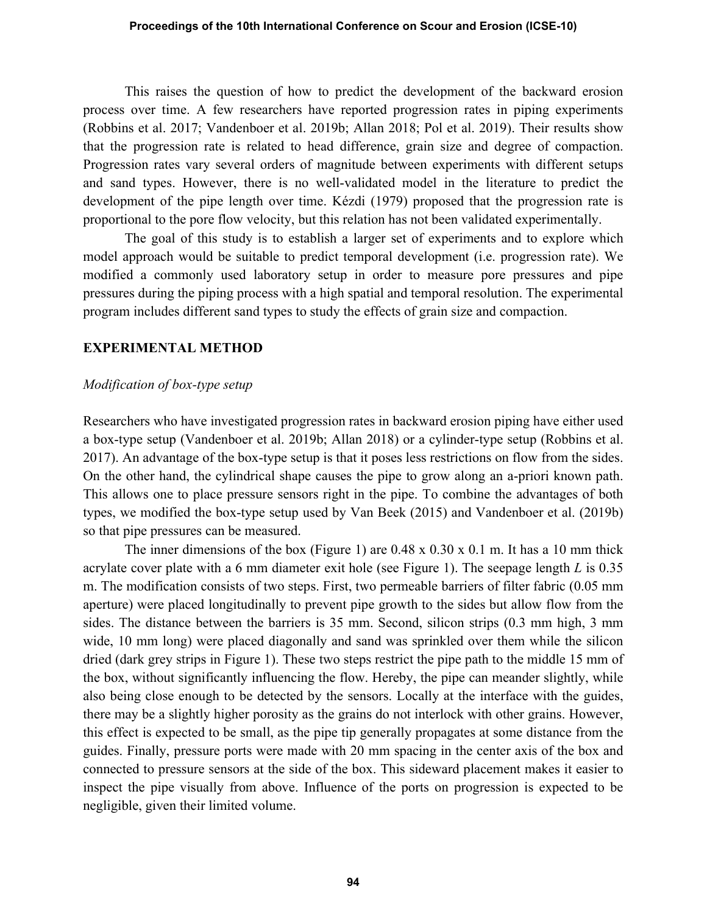This raises the question of how to predict the development of the backward erosion process over time. A few researchers have reported progression rates in piping experiments (Robbins et al. 2017; Vandenboer et al. 2019b; Allan 2018; Pol et al. 2019). Their results show that the progression rate is related to head difference, grain size and degree of compaction. Progression rates vary several orders of magnitude between experiments with different setups and sand types. However, there is no well-validated model in the literature to predict the development of the pipe length over time. Kézdi (1979) proposed that the progression rate is proportional to the pore flow velocity, but this relation has not been validated experimentally.

The goal of this study is to establish a larger set of experiments and to explore which model approach would be suitable to predict temporal development (i.e. progression rate). We modified a commonly used laboratory setup in order to measure pore pressures and pipe pressures during the piping process with a high spatial and temporal resolution. The experimental program includes different sand types to study the effects of grain size and compaction.

## EXPERIMENTAL METHOD

### *Modification of box-type setup*

Researchers who have investigated progression rates in backward erosion piping have either used a box-type setup (Vandenboer et al. 2019b; Allan 2018) or a cylinder-type setup (Robbins et al. 2017). An advantage of the box-type setup is that it poses less restrictions on flow from the sides. On the other hand, the cylindrical shape causes the pipe to grow along an a-priori known path. This allows one to place pressure sensors right in the pipe. To combine the advantages of both types, we modified the box-type setup used by Van Beek (2015) and Vandenboer et al. (2019b) so that pipe pressures can be measured.

The inner dimensions of the box (Figure 1) are 0.48 x 0.30 x 0.1 m. It has a 10 mm thick acrylate cover plate with a 6 mm diameter exit hole (see Figure 1). The seepage length $L$ is 0.35 m. The modification consists of two steps. First, two permeable barriers of filter fabric (0.05 mm aperture) were placed longitudinally to prevent pipe growth to the sides but allow flow from the sides. The distance between the barriers is 35 mm. Second, silicon strips (0.3 mm high, 3 mm wide, 10 mm long) were placed diagonally and sand was sprinkled over them while the silicon dried (dark grey strips in Figure 1). These two steps restrict the pipe path to the middle 15 mm of the box, without significantly influencing the flow. Hereby, the pipe can meander slightly, while also being close enough to be detected by the sensors. Locally at the interface with the guides, there may be a slightly higher porosity as the grains do not interlock with other grains. However, this effect is expected to be small, as the pipe tip generally propagates at some distance from the guides. Finally, pressure ports were made with 20 mm spacing in the center axis of the box and connected to pressure sensors at the side of the box. This sideward placement makes it easier to inspect the pipe visually from above. Influence of the ports on progression is expected to be negligible, given their limited volume.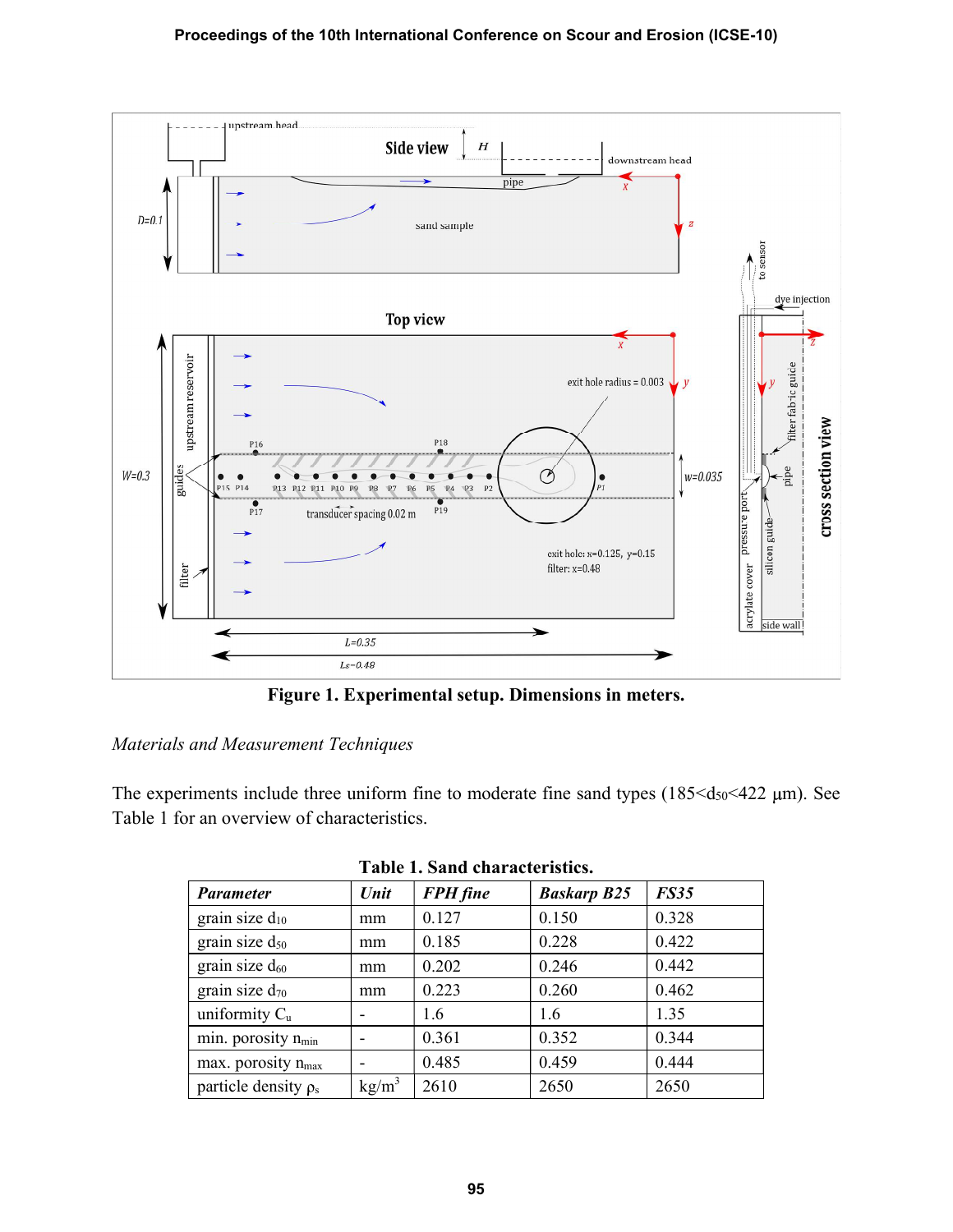Figure 1. Experimental setup. Dimensions in meters.

*Materials and Measurement Techniques*

The experiments include three uniform fine to moderate fine sand types ($185<d_{50}<422$ µm). See Table 1 for an overview of characteristics.

**Table 1. Sand characteristics.**

| *Parameter* | *Unit* | *FPH fine* | *Baskarp B25* | *FS35* |
|---|---|---|---|---|
| grain size $d_{10}$ | mm | 0.127 | 0.150 | 0.328 |
| grain size $d_{50}$ | mm | 0.185 | 0.228 | 0.422 |
| grain size $d_{60}$ | mm | 0.202 | 0.246 | 0.442 |
| grain size $d_{70}$ | mm | 0.223 | 0.260 | 0.462 |
| uniformity $C_u$ | - | 1.6 | 1.6 | 1.35 |
| min. porosity $n_{min}$ | - | 0.361 | 0.352 | 0.344 |
| max. porosity $n_{max}$ | - | 0.485 | 0.459 | 0.444 |
| particle density $\rho_s$ | kg/m$^3$ | 2610 | 2650 | 2650 |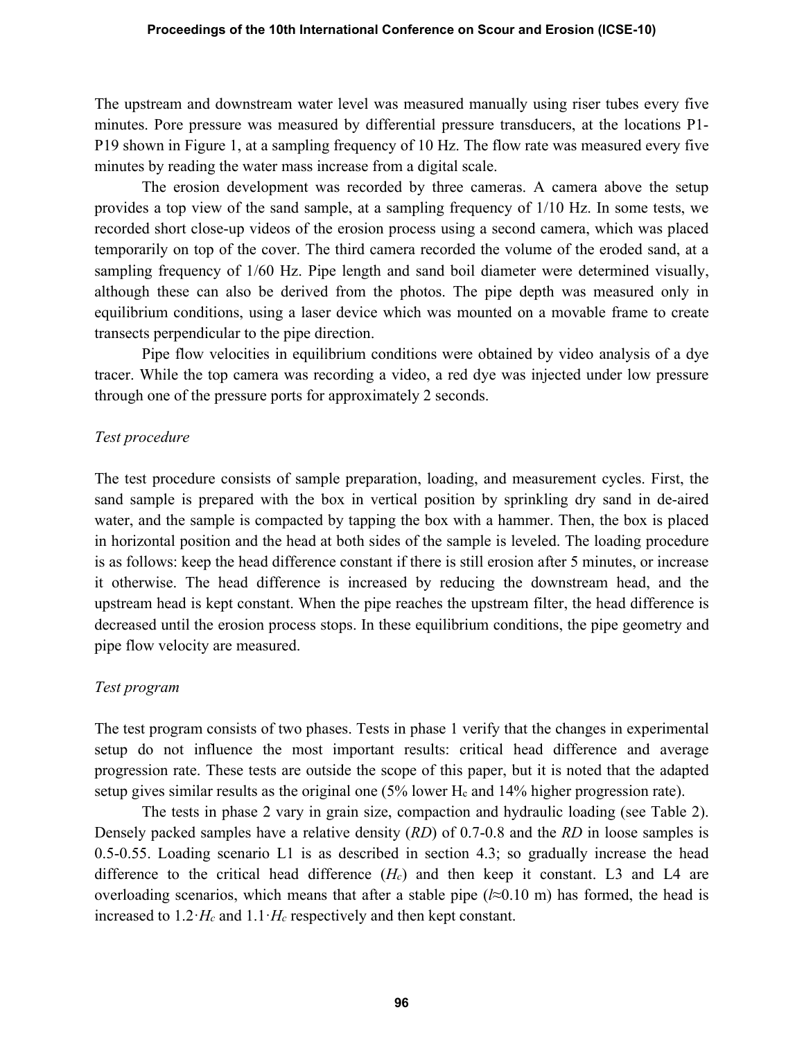The upstream and downstream water level was measured manually using riser tubes every five minutes. Pore pressure was measured by differential pressure transducers, at the locations P1-P19 shown in Figure 1, at a sampling frequency of 10 Hz. The flow rate was measured every five minutes by reading the water mass increase from a digital scale.

The erosion development was recorded by three cameras. A camera above the setup provides a top view of the sand sample, at a sampling frequency of 1/10 Hz. In some tests, we recorded short close-up videos of the erosion process using a second camera, which was placed temporarily on top of the cover. The third camera recorded the volume of the eroded sand, at a sampling frequency of 1/60 Hz. Pipe length and sand boil diameter were determined visually, although these can also be derived from the photos. The pipe depth was measured only in equilibrium conditions, using a laser device which was mounted on a movable frame to create transects perpendicular to the pipe direction.

Pipe flow velocities in equilibrium conditions were obtained by video analysis of a dye tracer. While the top camera was recording a video, a red dye was injected under low pressure through one of the pressure ports for approximately 2 seconds.

*Test procedure*

The test procedure consists of sample preparation, loading, and measurement cycles. First, the sand sample is prepared with the box in vertical position by sprinkling dry sand in de-aired water, and the sample is compacted by tapping the box with a hammer. Then, the box is placed in horizontal position and the head at both sides of the sample is leveled. The loading procedure is as follows: keep the head difference constant if there is still erosion after 5 minutes, or increase it otherwise. The head difference is increased by reducing the downstream head, and the upstream head is kept constant. When the pipe reaches the upstream filter, the head difference is decreased until the erosion process stops. In these equilibrium conditions, the pipe geometry and pipe flow velocity are measured.

*Test program*

The test program consists of two phases. Tests in phase 1 verify that the changes in experimental setup do not influence the most important results: critical head difference and average progression rate. These tests are outside the scope of this paper, but it is noted that the adapted setup gives similar results as the original one (5% lower $H_c$ and 14% higher progression rate).

The tests in phase 2 vary in grain size, compaction and hydraulic loading (see Table 2). Densely packed samples have a relative density (*RD*) of 0.7-0.8 and the *RD* in loose samples is 0.5-0.55. Loading scenario L1 is as described in section 4.3; so gradually increase the head difference to the critical head difference ($H_c$) and then keep it constant. L3 and L4 are overloading scenarios, which means that after a stable pipe ($l \approx 0.10$ m) has formed, the head is increased to $1.2 \cdot H_c$ and $1.1 \cdot H_c$ respectively and then kept constant.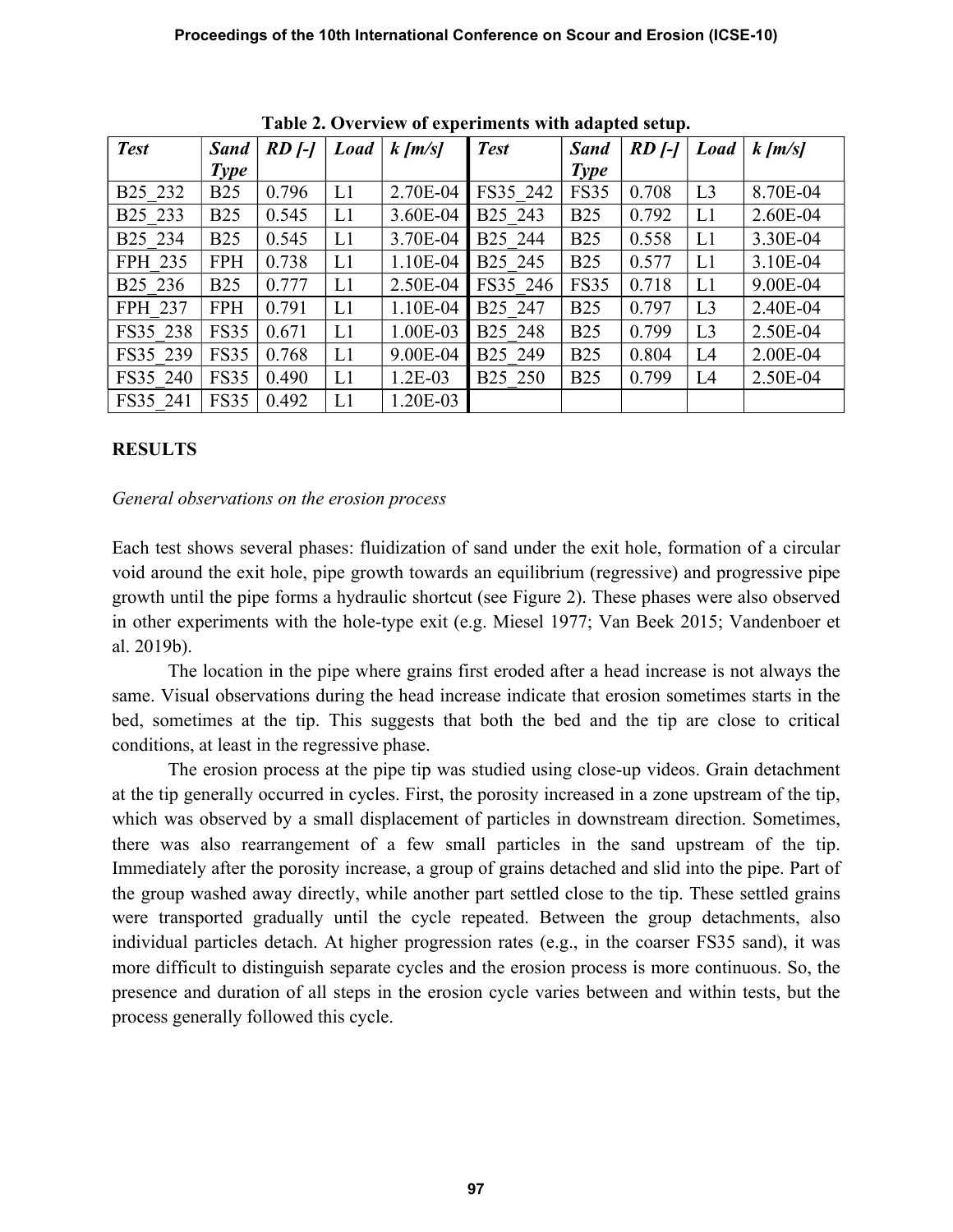**Table 2. Overview of experiments with adapted setup.**

| *Test* | *Sand Type* | *RD [-]* | *Load* | *k [m/s]* | *Test* | *Sand Type* | *RD [-]* | *Load* | *k [m/s]* |
|---|---|---|---|---|---|---|---|---|---|
| B25_232 | B25 | 0.796 | L1 | 2.70E-04 | FS35_242 | FS35 | 0.708 | L3 | 8.70E-04 |
| B25_233 | B25 | 0.545 | L1 | 3.60E-04 | B25_243 | B25 | 0.792 | L1 | 2.60E-04 |
| B25_234 | B25 | 0.545 | L1 | 3.70E-04 | B25_244 | B25 | 0.558 | L1 | 3.30E-04 |
| FPH_235 | FPH | 0.738 | L1 | 1.10E-04 | B25_245 | B25 | 0.577 | L1 | 3.10E-04 |
| B25_236 | B25 | 0.777 | L1 | 2.50E-04 | FS35_246 | FS35 | 0.718 | L1 | 9.00E-04 |
| FPH_237 | FPH | 0.791 | L1 | 1.10E-04 | B25_247 | B25 | 0.797 | L3 | 2.40E-04 |
| FS35_238 | FS35 | 0.671 | L1 | 1.00E-03 | B25_248 | B25 | 0.799 | L3 | 2.50E-04 |
| FS35_239 | FS35 | 0.768 | L1 | 9.00E-04 | B25_249 | B25 | 0.804 | L4 | 2.00E-04 |
| FS35_240 | FS35 | 0.490 | L1 | 1.2E-03 | B25_250 | B25 | 0.799 | L4 | 2.50E-04 |
| FS35_241 | FS35 | 0.492 | L1 | 1.20E-03 | | | | | |

## RESULTS

*General observations on the erosion process*

Each test shows several phases: fluidization of sand under the exit hole, formation of a circular void around the exit hole, pipe growth towards an equilibrium (regressive) and progressive pipe growth until the pipe forms a hydraulic shortcut (see Figure 2). These phases were also observed in other experiments with the hole-type exit (e.g. Miesel 1977; Van Beek 2015; Vandenboer et al. 2019b).

The location in the pipe where grains first eroded after a head increase is not always the same. Visual observations during the head increase indicate that erosion sometimes starts in the bed, sometimes at the tip. This suggests that both the bed and the tip are close to critical conditions, at least in the regressive phase.

The erosion process at the pipe tip was studied using close-up videos. Grain detachment at the tip generally occurred in cycles. First, the porosity increased in a zone upstream of the tip, which was observed by a small displacement of particles in downstream direction. Sometimes, there was also rearrangement of a few small particles in the sand upstream of the tip. Immediately after the porosity increase, a group of grains detached and slid into the pipe. Part of the group washed away directly, while another part settled close to the tip. These settled grains were transported gradually until the cycle repeated. Between the group detachments, also individual particles detach. At higher progression rates (e.g., in the coarser FS35 sand), it was more difficult to distinguish separate cycles and the erosion process is more continuous. So, the presence and duration of all steps in the erosion cycle varies between and within tests, but the process generally followed this cycle.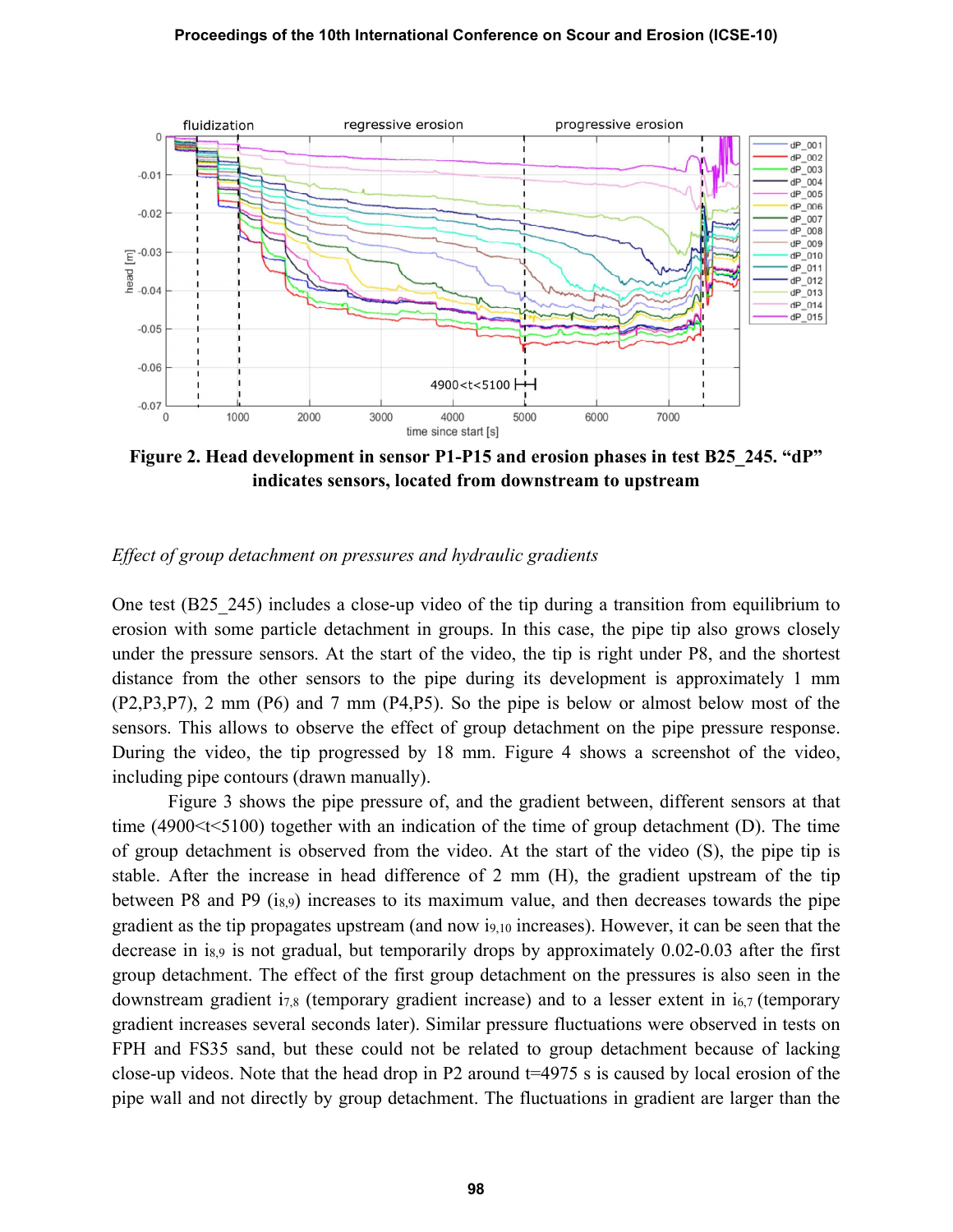**Figure 2. Head development in sensor P1-P15 and erosion phases in test B25_245. "dP" indicates sensors, located from downstream to upstream**

*Effect of group detachment on pressures and hydraulic gradients*

One test (B25_245) includes a close-up video of the tip during a transition from equilibrium to erosion with some particle detachment in groups. In this case, the pipe tip also grows closely under the pressure sensors. At the start of the video, the tip is right under P8, and the shortest distance from the other sensors to the pipe during its development is approximately 1 mm (P2,P3,P7), 2 mm (P6) and 7 mm (P4,P5). So the pipe is below or almost below most of the sensors. This allows to observe the effect of group detachment on the pipe pressure response. During the video, the tip progressed by 18 mm. Figure 4 shows a screenshot of the video, including pipe contours (drawn manually).

Figure 3 shows the pipe pressure of, and the gradient between, different sensors at that time (4900<t<5100) together with an indication of the time of group detachment (D). The time of group detachment is observed from the video. At the start of the video (S), the pipe tip is stable. After the increase in head difference of 2 mm (H), the gradient upstream of the tip between P8 and P9 ($i_{8,9}$) increases to its maximum value, and then decreases towards the pipe gradient as the tip propagates upstream (and now $i_{9,10}$ increases). However, it can be seen that the decrease in $i_{8,9}$ is not gradual, but temporarily drops by approximately 0.02-0.03 after the first group detachment. The effect of the first group detachment on the pressures is also seen in the downstream gradient $i_{7,8}$ (temporary gradient increase) and to a lesser extent in $i_{6,7}$ (temporary gradient increases several seconds later). Similar pressure fluctuations were observed in tests on FPH and FS35 sand, but these could not be related to group detachment because of lacking close-up videos. Note that the head drop in P2 around t=4975 s is caused by local erosion of the pipe wall and not directly by group detachment. The fluctuations in gradient are larger than the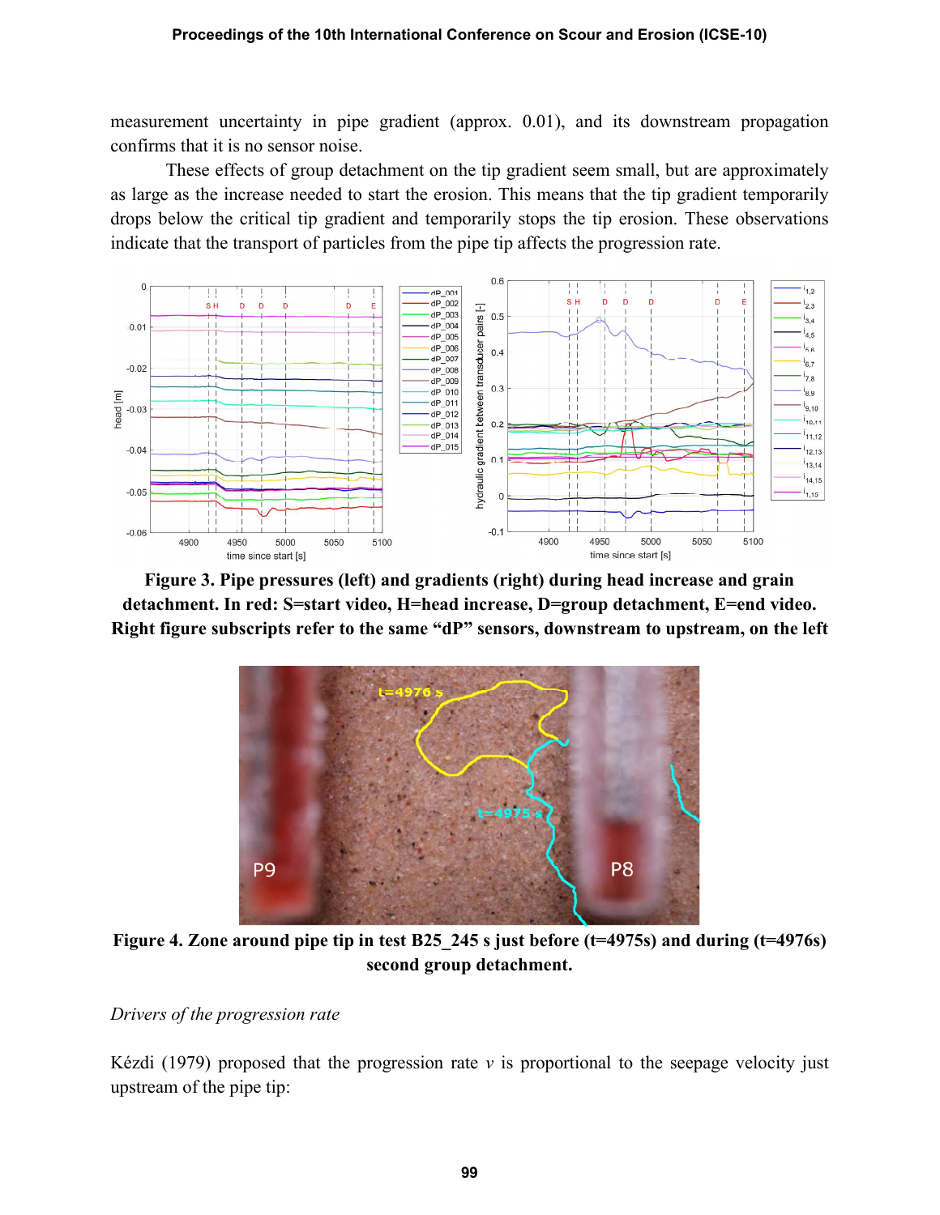measurement uncertainty in pipe gradient (approx. 0.01), and its downstream propagation confirms that it is no sensor noise.

These effects of group detachment on the tip gradient seem small, but are approximately as large as the increase needed to start the erosion. This means that the tip gradient temporarily drops below the critical tip gradient and temporarily stops the tip erosion. These observations indicate that the transport of particles from the pipe tip affects the progression rate.

**Figure 3. Pipe pressures (left) and gradients (right) during head increase and grain detachment. In red: S=start video, H=head increase, D=group detachment, E=end video. Right figure subscripts refer to the same "dP" sensors, downstream to upstream, on the left**

**Figure 4. Zone around pipe tip in test B25_245 s just before (t=4975s) and during (t=4976s) second group detachment.**

*Drivers of the progression rate*

Kézdi (1979) proposed that the progression rate $v$ is proportional to the seepage velocity just upstream of the pipe tip: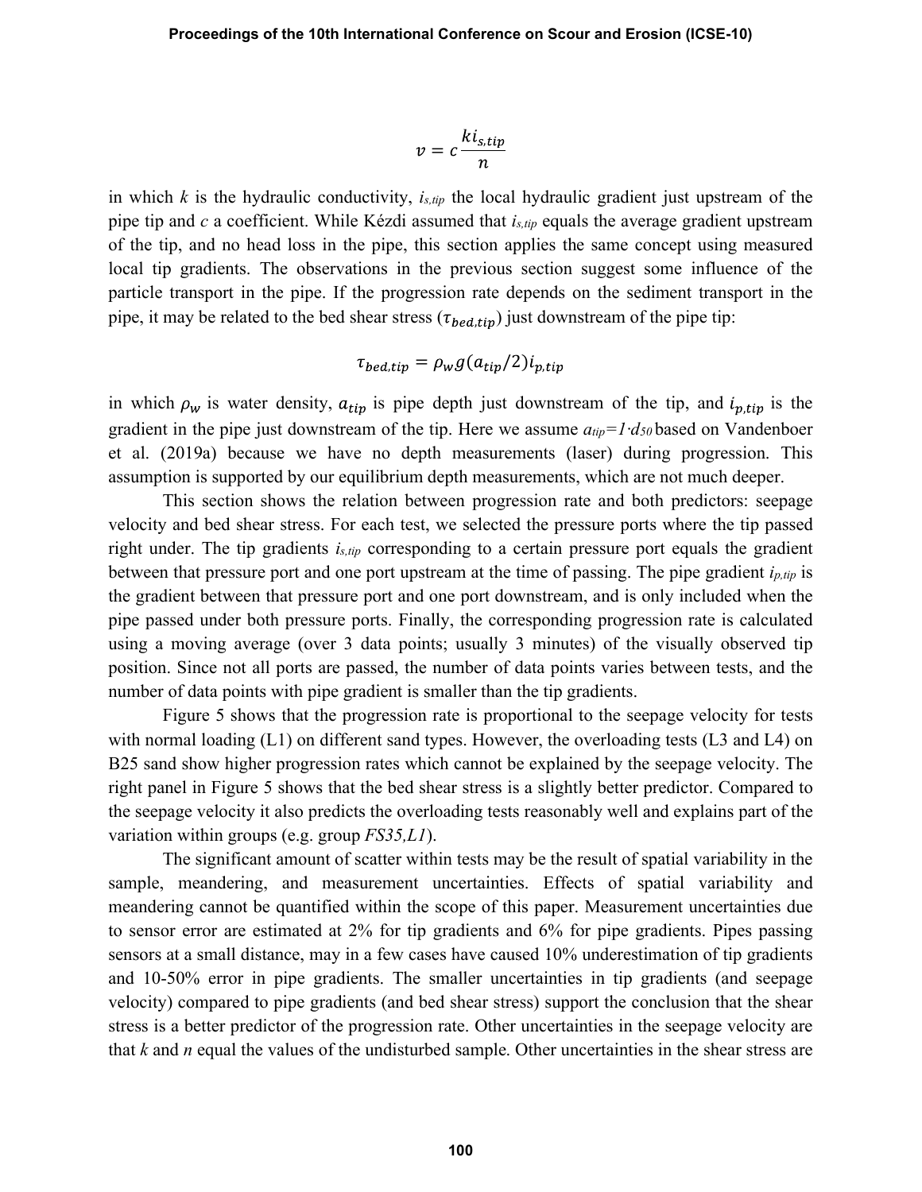$$v = c\frac{ki_{s,tip}}{n}$$

in which $k$ is the hydraulic conductivity, $i_{s,tip}$ the local hydraulic gradient just upstream of the pipe tip and $c$ a coefficient. While Kézdi assumed that $i_{s,tip}$ equals the average gradient upstream of the tip, and no head loss in the pipe, this section applies the same concept using measured local tip gradients. The observations in the previous section suggest some influence of the particle transport in the pipe. If the progression rate depends on the sediment transport in the pipe, it may be related to the bed shear stress ($\tau_{bed,tip}$) just downstream of the pipe tip:

$$\tau_{bed,tip} = \rho_w g(a_{tip}/2)i_{p,tip}$$

in which $\rho_w$ is water density, $a_{tip}$ is pipe depth just downstream of the tip, and $i_{p,tip}$ is the gradient in the pipe just downstream of the tip. Here we assume $a_{tip}=1\cdot d_{50}$ based on Vandenboer et al. (2019a) because we have no depth measurements (laser) during progression. This assumption is supported by our equilibrium depth measurements, which are not much deeper.

This section shows the relation between progression rate and both predictors: seepage velocity and bed shear stress. For each test, we selected the pressure ports where the tip passed right under. The tip gradients $i_{s,tip}$ corresponding to a certain pressure port equals the gradient between that pressure port and one port upstream at the time of passing. The pipe gradient $i_{p,tip}$ is the gradient between that pressure port and one port downstream, and is only included when the pipe passed under both pressure ports. Finally, the corresponding progression rate is calculated using a moving average (over 3 data points; usually 3 minutes) of the visually observed tip position. Since not all ports are passed, the number of data points varies between tests, and the number of data points with pipe gradient is smaller than the tip gradients.

Figure 5 shows that the progression rate is proportional to the seepage velocity for tests with normal loading (L1) on different sand types. However, the overloading tests (L3 and L4) on B25 sand show higher progression rates which cannot be explained by the seepage velocity. The right panel in Figure 5 shows that the bed shear stress is a slightly better predictor. Compared to the seepage velocity it also predicts the overloading tests reasonably well and explains part of the variation within groups (e.g. group *FS35,L1*).

The significant amount of scatter within tests may be the result of spatial variability in the sample, meandering, and measurement uncertainties. Effects of spatial variability and meandering cannot be quantified within the scope of this paper. Measurement uncertainties due to sensor error are estimated at 2% for tip gradients and 6% for pipe gradients. Pipes passing sensors at a small distance, may in a few cases have caused 10% underestimation of tip gradients and 10-50% error in pipe gradients. The smaller uncertainties in tip gradients (and seepage velocity) compared to pipe gradients (and bed shear stress) support the conclusion that the shear stress is a better predictor of the progression rate. Other uncertainties in the seepage velocity are that $k$ and $n$ equal the values of the undisturbed sample. Other uncertainties in the shear stress are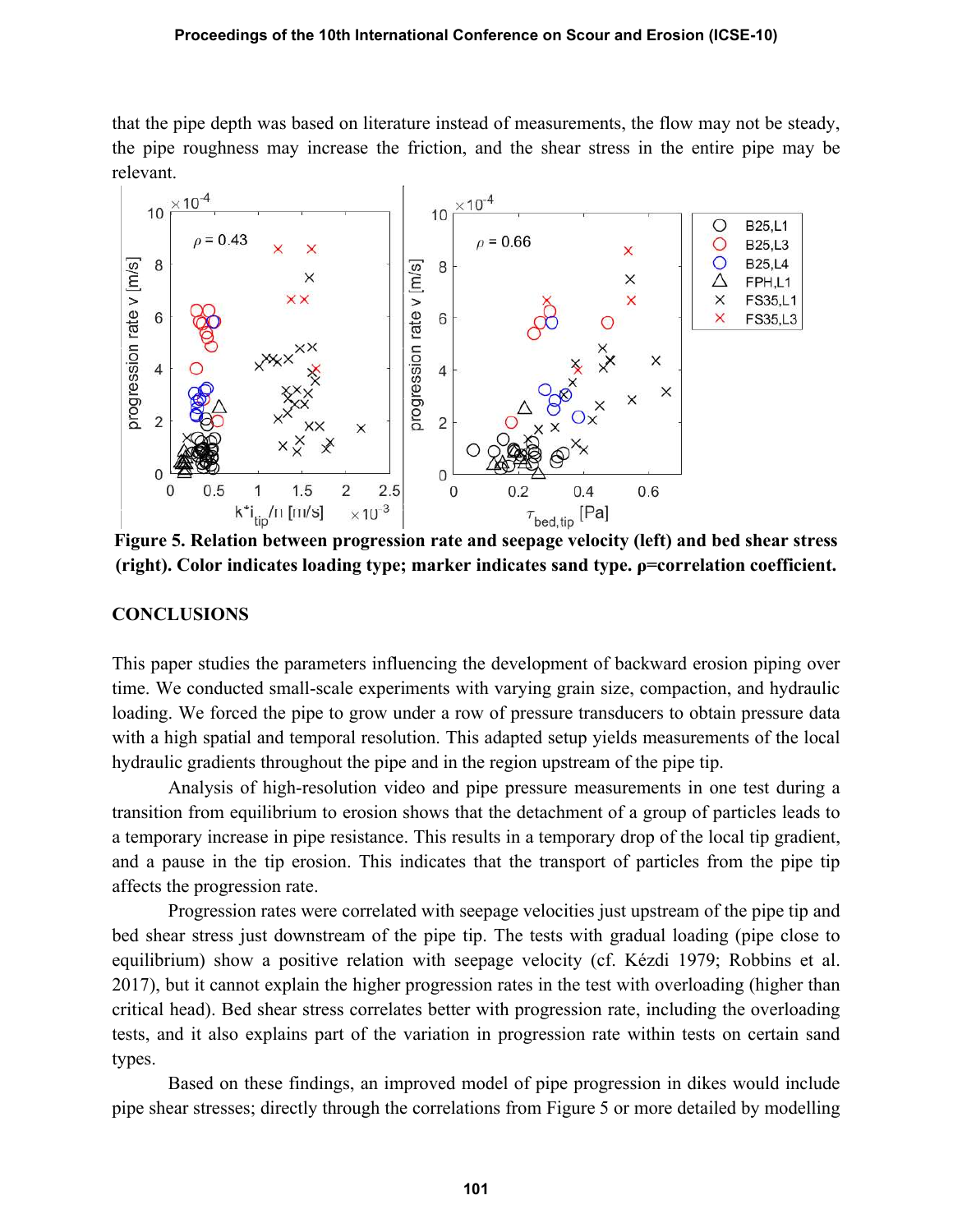that the pipe depth was based on literature instead of measurements, the flow may not be steady, the pipe roughness may increase the friction, and the shear stress in the entire pipe may be relevant.

**Figure 5. Relation between progression rate and seepage velocity (left) and bed shear stress (right). Color indicates loading type; marker indicates sand type. ρ=correlation coefficient.**

## CONCLUSIONS

This paper studies the parameters influencing the development of backward erosion piping over time. We conducted small-scale experiments with varying grain size, compaction, and hydraulic loading. We forced the pipe to grow under a row of pressure transducers to obtain pressure data with a high spatial and temporal resolution. This adapted setup yields measurements of the local hydraulic gradients throughout the pipe and in the region upstream of the pipe tip.

Analysis of high-resolution video and pipe pressure measurements in one test during a transition from equilibrium to erosion shows that the detachment of a group of particles leads to a temporary increase in pipe resistance. This results in a temporary drop of the local tip gradient, and a pause in the tip erosion. This indicates that the transport of particles from the pipe tip affects the progression rate.

Progression rates were correlated with seepage velocities just upstream of the pipe tip and bed shear stress just downstream of the pipe tip. The tests with gradual loading (pipe close to equilibrium) show a positive relation with seepage velocity (cf. Kézdi 1979; Robbins et al. 2017), but it cannot explain the higher progression rates in the test with overloading (higher than critical head). Bed shear stress correlates better with progression rate, including the overloading tests, and it also explains part of the variation in progression rate within tests on certain sand types.

Based on these findings, an improved model of pipe progression in dikes would include pipe shear stresses; directly through the correlations from Figure 5 or more detailed by modelling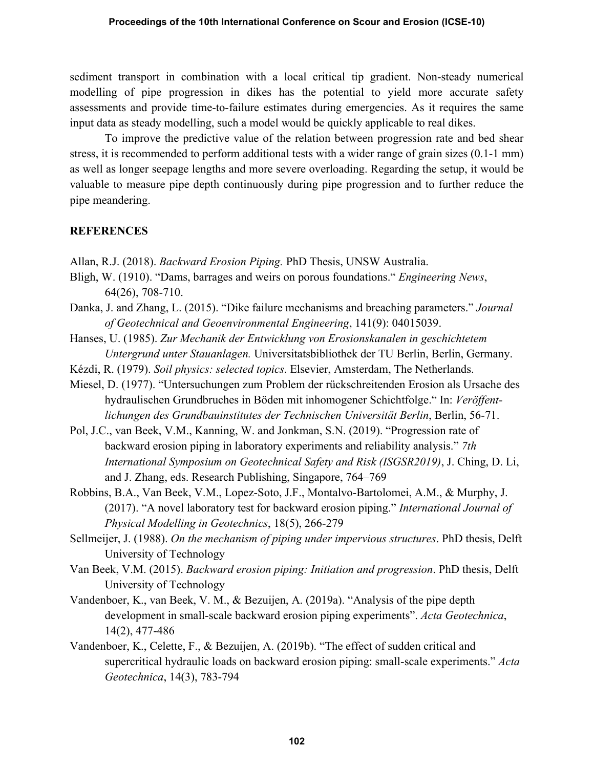sediment transport in combination with a local critical tip gradient. Non-steady numerical modelling of pipe progression in dikes has the potential to yield more accurate safety assessments and provide time-to-failure estimates during emergencies. As it requires the same input data as steady modelling, such a model would be quickly applicable to real dikes.

To improve the predictive value of the relation between progression rate and bed shear stress, it is recommended to perform additional tests with a wider range of grain sizes (0.1-1 mm) as well as longer seepage lengths and more severe overloading. Regarding the setup, it would be valuable to measure pipe depth continuously during pipe progression and to further reduce the pipe meandering.

## REFERENCES

Allan, R.J. (2018). *Backward Erosion Piping.* PhD Thesis, UNSW Australia.

Bligh, W. (1910). "Dams, barrages and weirs on porous foundations." *Engineering News*, 64(26), 708-710.

Danka, J. and Zhang, L. (2015). "Dike failure mechanisms and breaching parameters." *Journal of Geotechnical and Geoenvironmental Engineering*, 141(9): 04015039.

Hanses, U. (1985). *Zur Mechanik der Entwicklung von Erosionskanalen in geschichtetem Untergrund unter Stauanlagen.* Universitatsbibliothek der TU Berlin, Berlin, Germany.

Kézdi, R. (1979). *Soil physics: selected topics*. Elsevier, Amsterdam, The Netherlands.

Miesel, D. (1977). "Untersuchungen zum Problem der rückschreitenden Erosion als Ursache des hydraulischen Grundbruches in Böden mit inhomogener Schichtfolge." In: *Veröffent-lichungen des Grundbauinstitutes der Technischen Universität Berlin*, Berlin, 56-71.

Pol, J.C., van Beek, V.M., Kanning, W. and Jonkman, S.N. (2019). "Progression rate of backward erosion piping in laboratory experiments and reliability analysis." *7th International Symposium on Geotechnical Safety and Risk (ISGSR2019)*, J. Ching, D. Li, and J. Zhang, eds. Research Publishing, Singapore, 764–769

Robbins, B.A., Van Beek, V.M., Lopez-Soto, J.F., Montalvo-Bartolomei, A.M., & Murphy, J. (2017). "A novel laboratory test for backward erosion piping." *International Journal of Physical Modelling in Geotechnics*, 18(5), 266-279

Sellmeijer, J. (1988). *On the mechanism of piping under impervious structures*. PhD thesis, Delft University of Technology

Van Beek, V.M. (2015). *Backward erosion piping: Initiation and progression*. PhD thesis, Delft University of Technology

Vandenboer, K., van Beek, V. M., & Bezuijen, A. (2019a). "Analysis of the pipe depth development in small-scale backward erosion piping experiments". *Acta Geotechnica*, 14(2), 477-486

Vandenboer, K., Celette, F., & Bezuijen, A. (2019b). "The effect of sudden critical and supercritical hydraulic loads on backward erosion piping: small-scale experiments." *Acta Geotechnica*, 14(3), 783-794